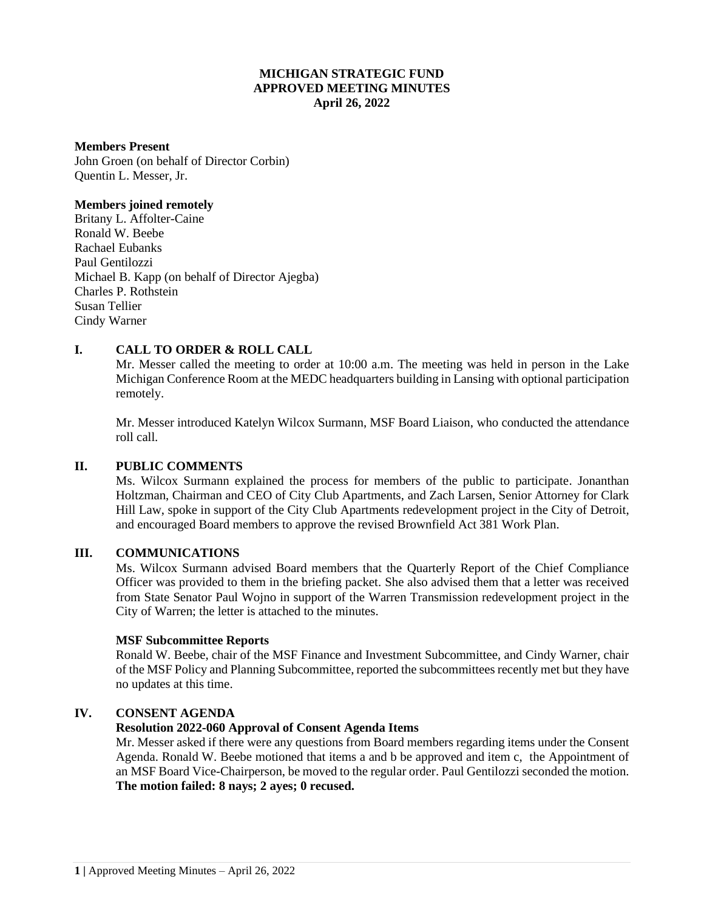**MICHIGAN STRATEGIC FUND**
**APPROVED MEETING MINUTES**
**April 26, 2022**

**Members Present**
John Groen (on behalf of Director Corbin)
Quentin L. Messer, Jr.

**Members joined remotely**
Britany L. Affolter-Caine
Ronald W. Beebe
Rachael Eubanks
Paul Gentilozzi
Michael B. Kapp (on behalf of Director Ajegba)
Charles P. Rothstein
Susan Tellier
Cindy Warner

## I. CALL TO ORDER & ROLL CALL

Mr. Messer called the meeting to order at 10:00 a.m. The meeting was held in person in the Lake Michigan Conference Room at the MEDC headquarters building in Lansing with optional participation remotely.

Mr. Messer introduced Katelyn Wilcox Surmann, MSF Board Liaison, who conducted the attendance roll call.

## II. PUBLIC COMMENTS

Ms. Wilcox Surmann explained the process for members of the public to participate. Jonanthan Holtzman, Chairman and CEO of City Club Apartments, and Zach Larsen, Senior Attorney for Clark Hill Law, spoke in support of the City Club Apartments redevelopment project in the City of Detroit, and encouraged Board members to approve the revised Brownfield Act 381 Work Plan.

## III. COMMUNICATIONS

Ms. Wilcox Surmann advised Board members that the Quarterly Report of the Chief Compliance Officer was provided to them in the briefing packet. She also advised them that a letter was received from State Senator Paul Wojno in support of the Warren Transmission redevelopment project in the City of Warren; the letter is attached to the minutes.

**MSF Subcommittee Reports**

Ronald W. Beebe, chair of the MSF Finance and Investment Subcommittee, and Cindy Warner, chair of the MSF Policy and Planning Subcommittee, reported the subcommittees recently met but they have no updates at this time.

## IV. CONSENT AGENDA

**Resolution 2022-060 Approval of Consent Agenda Items**

Mr. Messer asked if there were any questions from Board members regarding items under the Consent Agenda. Ronald W. Beebe motioned that items a and b be approved and item c, the Appointment of an MSF Board Vice-Chairperson, be moved to the regular order. Paul Gentilozzi seconded the motion. **The motion failed: 8 nays; 2 ayes; 0 recused.**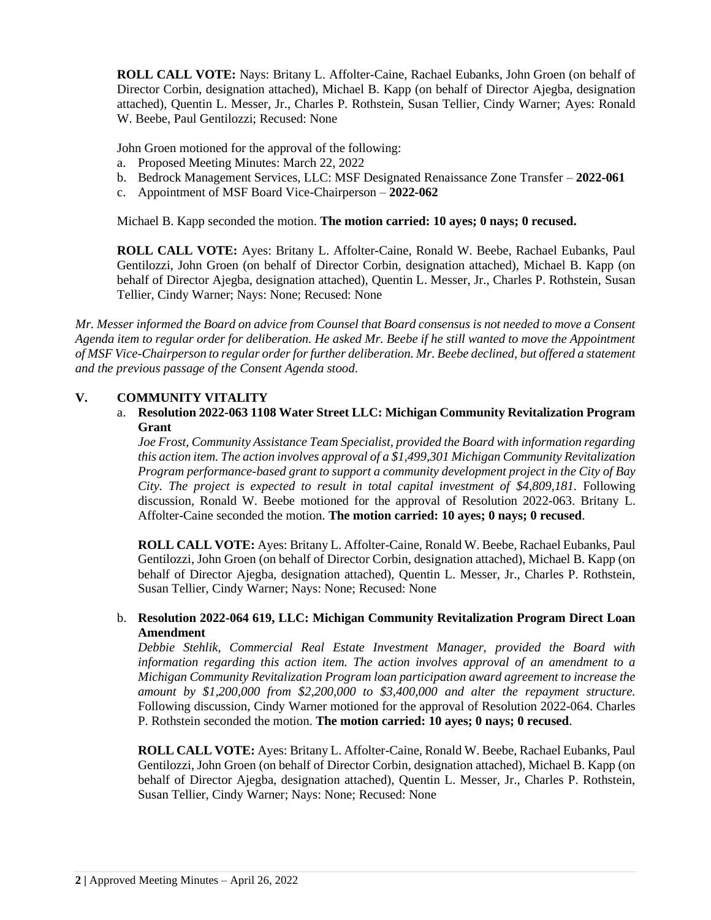**ROLL CALL VOTE:** Nays: Britany L. Affolter-Caine, Rachael Eubanks, John Groen (on behalf of Director Corbin, designation attached), Michael B. Kapp (on behalf of Director Ajegba, designation attached), Quentin L. Messer, Jr., Charles P. Rothstein, Susan Tellier, Cindy Warner; Ayes: Ronald W. Beebe, Paul Gentilozzi; Recused: None

John Groen motioned for the approval of the following:

a. Proposed Meeting Minutes: March 22, 2022
b. Bedrock Management Services, LLC: MSF Designated Renaissance Zone Transfer – **2022-061**
c. Appointment of MSF Board Vice-Chairperson – **2022-062**

Michael B. Kapp seconded the motion. **The motion carried: 10 ayes; 0 nays; 0 recused.**

**ROLL CALL VOTE:** Ayes: Britany L. Affolter-Caine, Ronald W. Beebe, Rachael Eubanks, Paul Gentilozzi, John Groen (on behalf of Director Corbin, designation attached), Michael B. Kapp (on behalf of Director Ajegba, designation attached), Quentin L. Messer, Jr., Charles P. Rothstein, Susan Tellier, Cindy Warner; Nays: None; Recused: None

*Mr. Messer informed the Board on advice from Counsel that Board consensus is not needed to move a Consent Agenda item to regular order for deliberation. He asked Mr. Beebe if he still wanted to move the Appointment of MSF Vice-Chairperson to regular order for further deliberation. Mr. Beebe declined, but offered a statement and the previous passage of the Consent Agenda stood.*

## V. COMMUNITY VITALITY

a. **Resolution 2022-063 1108 Water Street LLC: Michigan Community Revitalization Program Grant**

*Joe Frost, Community Assistance Team Specialist, provided the Board with information regarding this action item. The action involves approval of a $1,499,301 Michigan Community Revitalization Program performance-based grant to support a community development project in the City of Bay City. The project is expected to result in total capital investment of $4,809,181.* Following discussion, Ronald W. Beebe motioned for the approval of Resolution 2022-063. Britany L. Affolter-Caine seconded the motion. **The motion carried: 10 ayes; 0 nays; 0 recused**.

**ROLL CALL VOTE:** Ayes: Britany L. Affolter-Caine, Ronald W. Beebe, Rachael Eubanks, Paul Gentilozzi, John Groen (on behalf of Director Corbin, designation attached), Michael B. Kapp (on behalf of Director Ajegba, designation attached), Quentin L. Messer, Jr., Charles P. Rothstein, Susan Tellier, Cindy Warner; Nays: None; Recused: None

b. **Resolution 2022-064 619, LLC: Michigan Community Revitalization Program Direct Loan Amendment**

*Debbie Stehlik, Commercial Real Estate Investment Manager, provided the Board with information regarding this action item. The action involves approval of an amendment to a Michigan Community Revitalization Program loan participation award agreement to increase the amount by $1,200,000 from $2,200,000 to $3,400,000 and alter the repayment structure.* Following discussion, Cindy Warner motioned for the approval of Resolution 2022-064. Charles P. Rothstein seconded the motion. **The motion carried: 10 ayes; 0 nays; 0 recused**.

**ROLL CALL VOTE:** Ayes: Britany L. Affolter-Caine, Ronald W. Beebe, Rachael Eubanks, Paul Gentilozzi, John Groen (on behalf of Director Corbin, designation attached), Michael B. Kapp (on behalf of Director Ajegba, designation attached), Quentin L. Messer, Jr., Charles P. Rothstein, Susan Tellier, Cindy Warner; Nays: None; Recused: None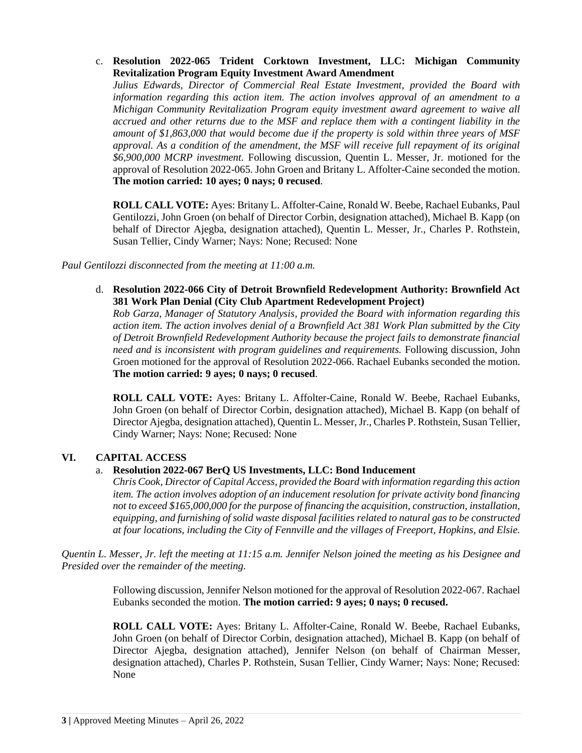c. **Resolution 2022-065 Trident Corktown Investment, LLC: Michigan Community Revitalization Program Equity Investment Award Amendment**
*Julius Edwards, Director of Commercial Real Estate Investment, provided the Board with information regarding this action item. The action involves approval of an amendment to a Michigan Community Revitalization Program equity investment award agreement to waive all accrued and other returns due to the MSF and replace them with a contingent liability in the amount of $1,863,000 that would become due if the property is sold within three years of MSF approval. As a condition of the amendment, the MSF will receive full repayment of its original $6,900,000 MCRP investment.* Following discussion, Quentin L. Messer, Jr. motioned for the approval of Resolution 2022-065. John Groen and Britany L. Affolter-Caine seconded the motion. **The motion carried: 10 ayes; 0 nays; 0 recused**.

**ROLL CALL VOTE:** Ayes: Britany L. Affolter-Caine, Ronald W. Beebe, Rachael Eubanks, Paul Gentilozzi, John Groen (on behalf of Director Corbin, designation attached), Michael B. Kapp (on behalf of Director Ajegba, designation attached), Quentin L. Messer, Jr., Charles P. Rothstein, Susan Tellier, Cindy Warner; Nays: None; Recused: None

*Paul Gentilozzi disconnected from the meeting at 11:00 a.m.*

d. **Resolution 2022-066 City of Detroit Brownfield Redevelopment Authority: Brownfield Act 381 Work Plan Denial (City Club Apartment Redevelopment Project)**
*Rob Garza, Manager of Statutory Analysis, provided the Board with information regarding this action item. The action involves denial of a Brownfield Act 381 Work Plan submitted by the City of Detroit Brownfield Redevelopment Authority because the project fails to demonstrate financial need and is inconsistent with program guidelines and requirements.* Following discussion, John Groen motioned for the approval of Resolution 2022-066. Rachael Eubanks seconded the motion. **The motion carried: 9 ayes; 0 nays; 0 recused**.

**ROLL CALL VOTE:** Ayes: Britany L. Affolter-Caine, Ronald W. Beebe, Rachael Eubanks, John Groen (on behalf of Director Corbin, designation attached), Michael B. Kapp (on behalf of Director Ajegba, designation attached), Quentin L. Messer, Jr., Charles P. Rothstein, Susan Tellier, Cindy Warner; Nays: None; Recused: None

## VI. CAPITAL ACCESS

a. **Resolution 2022-067 BerQ US Investments, LLC: Bond Inducement**
*Chris Cook, Director of Capital Access, provided the Board with information regarding this action item. The action involves adoption of an inducement resolution for private activity bond financing not to exceed $165,000,000 for the purpose of financing the acquisition, construction, installation, equipping, and furnishing of solid waste disposal facilities related to natural gas to be constructed at four locations, including the City of Fennville and the villages of Freeport, Hopkins, and Elsie.*

*Quentin L. Messer, Jr. left the meeting at 11:15 a.m. Jennifer Nelson joined the meeting as his Designee and Presided over the remainder of the meeting.*

Following discussion, Jennifer Nelson motioned for the approval of Resolution 2022-067. Rachael Eubanks seconded the motion. **The motion carried: 9 ayes; 0 nays; 0 recused.**

**ROLL CALL VOTE:** Ayes: Britany L. Affolter-Caine, Ronald W. Beebe, Rachael Eubanks, John Groen (on behalf of Director Corbin, designation attached), Michael B. Kapp (on behalf of Director Ajegba, designation attached), Jennifer Nelson (on behalf of Chairman Messer, designation attached), Charles P. Rothstein, Susan Tellier, Cindy Warner; Nays: None; Recused: None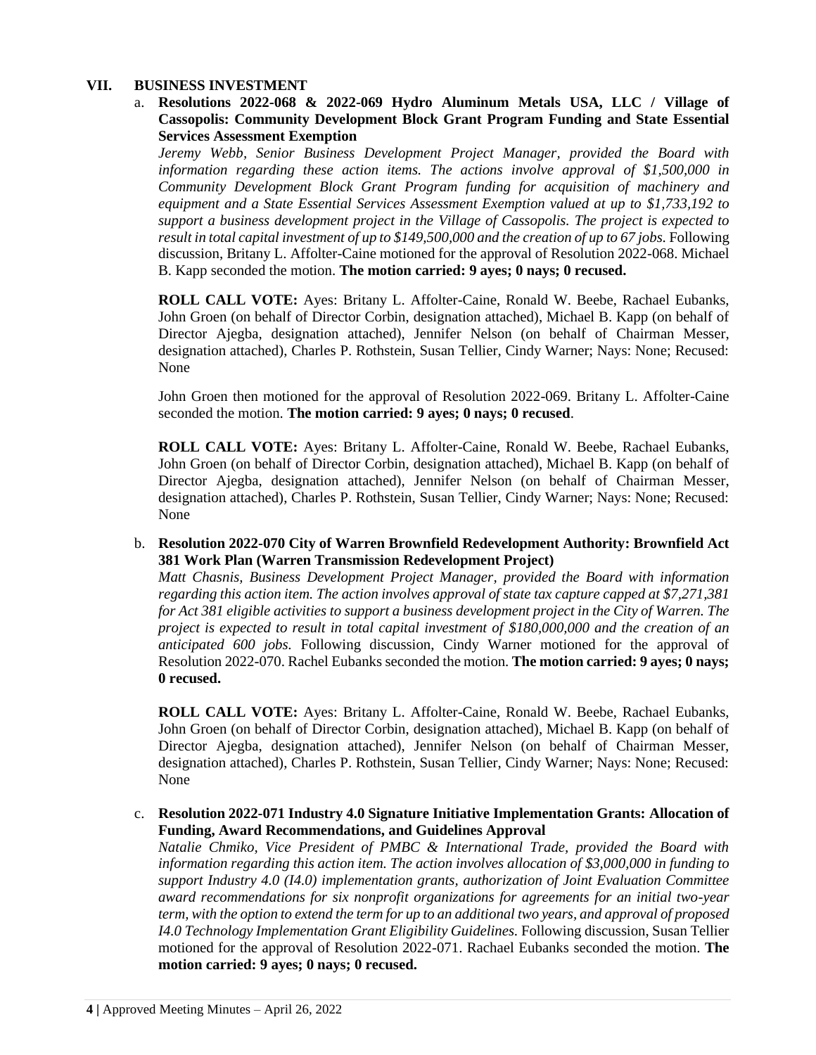## VII. BUSINESS INVESTMENT

a. **Resolutions 2022-068 & 2022-069 Hydro Aluminum Metals USA, LLC / Village of Cassopolis: Community Development Block Grant Program Funding and State Essential Services Assessment Exemption**

*Jeremy Webb, Senior Business Development Project Manager, provided the Board with information regarding these action items. The actions involve approval of $1,500,000 in Community Development Block Grant Program funding for acquisition of machinery and equipment and a State Essential Services Assessment Exemption valued at up to $1,733,192 to support a business development project in the Village of Cassopolis. The project is expected to result in total capital investment of up to $149,500,000 and the creation of up to 67 jobs.* Following discussion, Britany L. Affolter-Caine motioned for the approval of Resolution 2022-068. Michael B. Kapp seconded the motion. **The motion carried: 9 ayes; 0 nays; 0 recused.**

**ROLL CALL VOTE:** Ayes: Britany L. Affolter-Caine, Ronald W. Beebe, Rachael Eubanks, John Groen (on behalf of Director Corbin, designation attached), Michael B. Kapp (on behalf of Director Ajegba, designation attached), Jennifer Nelson (on behalf of Chairman Messer, designation attached), Charles P. Rothstein, Susan Tellier, Cindy Warner; Nays: None; Recused: None

John Groen then motioned for the approval of Resolution 2022-069. Britany L. Affolter-Caine seconded the motion. **The motion carried: 9 ayes; 0 nays; 0 recused**.

**ROLL CALL VOTE:** Ayes: Britany L. Affolter-Caine, Ronald W. Beebe, Rachael Eubanks, John Groen (on behalf of Director Corbin, designation attached), Michael B. Kapp (on behalf of Director Ajegba, designation attached), Jennifer Nelson (on behalf of Chairman Messer, designation attached), Charles P. Rothstein, Susan Tellier, Cindy Warner; Nays: None; Recused: None

b. **Resolution 2022-070 City of Warren Brownfield Redevelopment Authority: Brownfield Act 381 Work Plan (Warren Transmission Redevelopment Project)**

*Matt Chasnis, Business Development Project Manager, provided the Board with information regarding this action item. The action involves approval of state tax capture capped at $7,271,381 for Act 381 eligible activities to support a business development project in the City of Warren. The project is expected to result in total capital investment of $180,000,000 and the creation of an anticipated 600 jobs.* Following discussion, Cindy Warner motioned for the approval of Resolution 2022-070. Rachel Eubanks seconded the motion. **The motion carried: 9 ayes; 0 nays; 0 recused.**

**ROLL CALL VOTE:** Ayes: Britany L. Affolter-Caine, Ronald W. Beebe, Rachael Eubanks, John Groen (on behalf of Director Corbin, designation attached), Michael B. Kapp (on behalf of Director Ajegba, designation attached), Jennifer Nelson (on behalf of Chairman Messer, designation attached), Charles P. Rothstein, Susan Tellier, Cindy Warner; Nays: None; Recused: None

c. **Resolution 2022-071 Industry 4.0 Signature Initiative Implementation Grants: Allocation of Funding, Award Recommendations, and Guidelines Approval**

*Natalie Chmiko, Vice President of PMBC & International Trade, provided the Board with information regarding this action item. The action involves allocation of $3,000,000 in funding to support Industry 4.0 (I4.0) implementation grants, authorization of Joint Evaluation Committee award recommendations for six nonprofit organizations for agreements for an initial two-year term, with the option to extend the term for up to an additional two years, and approval of proposed I4.0 Technology Implementation Grant Eligibility Guidelines.* Following discussion, Susan Tellier motioned for the approval of Resolution 2022-071. Rachael Eubanks seconded the motion. **The motion carried: 9 ayes; 0 nays; 0 recused.**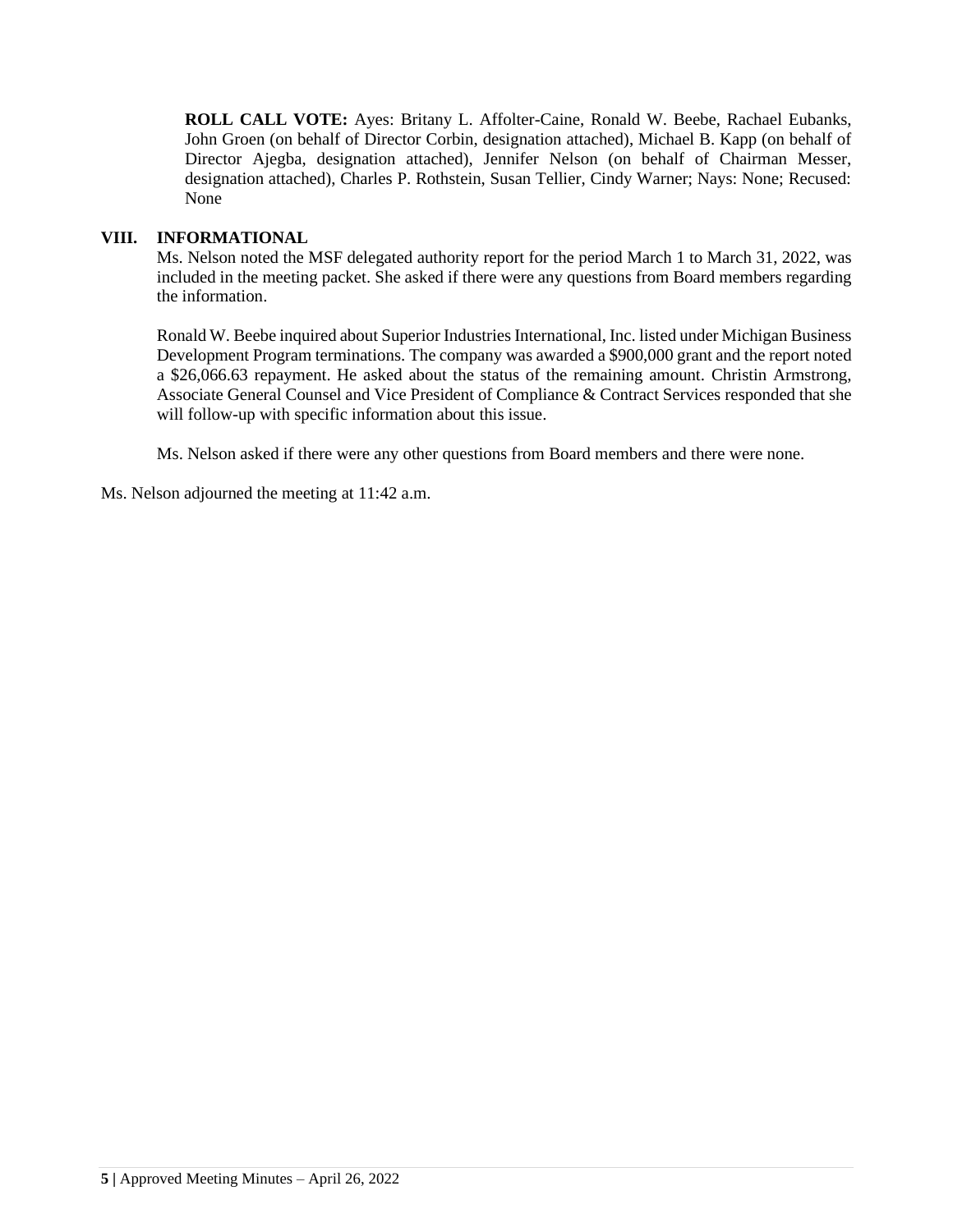**ROLL CALL VOTE:** Ayes: Britany L. Affolter-Caine, Ronald W. Beebe, Rachael Eubanks, John Groen (on behalf of Director Corbin, designation attached), Michael B. Kapp (on behalf of Director Ajegba, designation attached), Jennifer Nelson (on behalf of Chairman Messer, designation attached), Charles P. Rothstein, Susan Tellier, Cindy Warner; Nays: None; Recused: None

## VIII. INFORMATIONAL

Ms. Nelson noted the MSF delegated authority report for the period March 1 to March 31, 2022, was included in the meeting packet. She asked if there were any questions from Board members regarding the information.

Ronald W. Beebe inquired about Superior Industries International, Inc. listed under Michigan Business Development Program terminations. The company was awarded a $900,000 grant and the report noted a $26,066.63 repayment. He asked about the status of the remaining amount. Christin Armstrong, Associate General Counsel and Vice President of Compliance & Contract Services responded that she will follow-up with specific information about this issue.

Ms. Nelson asked if there were any other questions from Board members and there were none.

Ms. Nelson adjourned the meeting at 11:42 a.m.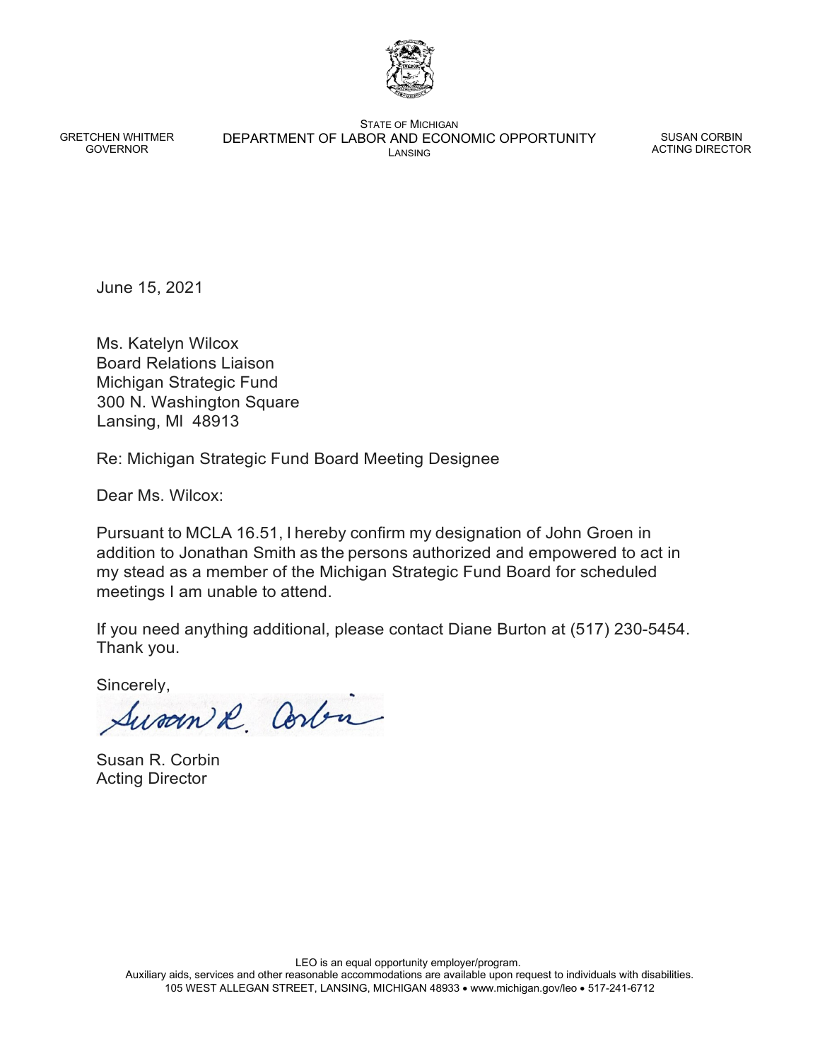GRETCHEN WHITMER
GOVERNOR

STATE OF MICHIGAN
DEPARTMENT OF LABOR AND ECONOMIC OPPORTUNITY
LANSING

SUSAN CORBIN
ACTING DIRECTOR

June 15, 2021

Ms. Katelyn Wilcox
Board Relations Liaison
Michigan Strategic Fund
300 N. Washington Square
Lansing, MI 48913

Re: Michigan Strategic Fund Board Meeting Designee

Dear Ms. Wilcox:

Pursuant to MCLA 16.51, I hereby confirm my designation of John Groen in addition to Jonathan Smith as the persons authorized and empowered to act in my stead as a member of the Michigan Strategic Fund Board for scheduled meetings I am unable to attend.

If you need anything additional, please contact Diane Burton at (517) 230-5454. Thank you.

Sincerely,

Susan R. Corbin

Susan R. Corbin
Acting Director

LEO is an equal opportunity employer/program.
Auxiliary aids, services and other reasonable accommodations are available upon request to individuals with disabilities.
105 WEST ALLEGAN STREET, LANSING, MICHIGAN 48933 • www.michigan.gov/leo • 517-241-6712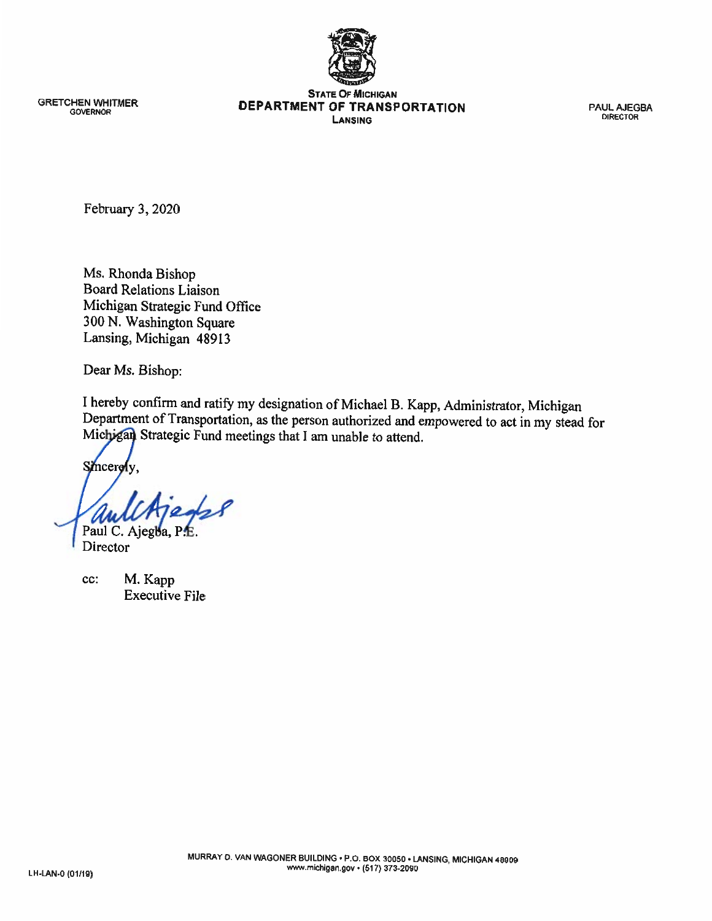GRETCHEN WHITMER
GOVERNOR

STATE OF MICHIGAN
**DEPARTMENT OF TRANSPORTATION**
LANSING

PAUL AJEGBA
DIRECTOR

February 3, 2020

Ms. Rhonda Bishop
Board Relations Liaison
Michigan Strategic Fund Office
300 N. Washington Square
Lansing, Michigan 48913

Dear Ms. Bishop:

I hereby confirm and ratify my designation of Michael B. Kapp, Administrator, Michigan Department of Transportation, as the person authorized and empowered to act in my stead for Michigan Strategic Fund meetings that I am unable to attend.

Sincerely,

Paul C. Ajegba, P.E.
Director

cc: M. Kapp
Executive File

MURRAY D. VAN WAGONER BUILDING • P.O. BOX 30050 • LANSING, MICHIGAN 48909
www.michigan.gov • (517) 373-2090

LH-LAN-0 (01/19)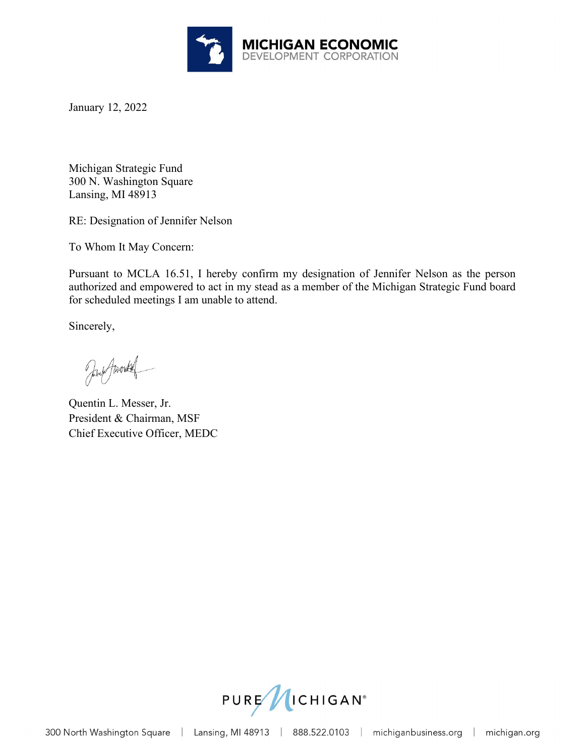MICHIGAN ECONOMIC
DEVELOPMENT CORPORATION

January 12, 2022

Michigan Strategic Fund
300 N. Washington Square
Lansing, MI 48913

RE: Designation of Jennifer Nelson

To Whom It May Concern:

Pursuant to MCLA 16.51, I hereby confirm my designation of Jennifer Nelson as the person authorized and empowered to act in my stead as a member of the Michigan Strategic Fund board for scheduled meetings I am unable to attend.

Sincerely,

Quentin L. Messer, Jr.
President & Chairman, MSF
Chief Executive Officer, MEDC

PURE MICHIGAN®

300 North Washington Square | Lansing, MI 48913 | 888.522.0103 | michiganbusiness.org | michigan.org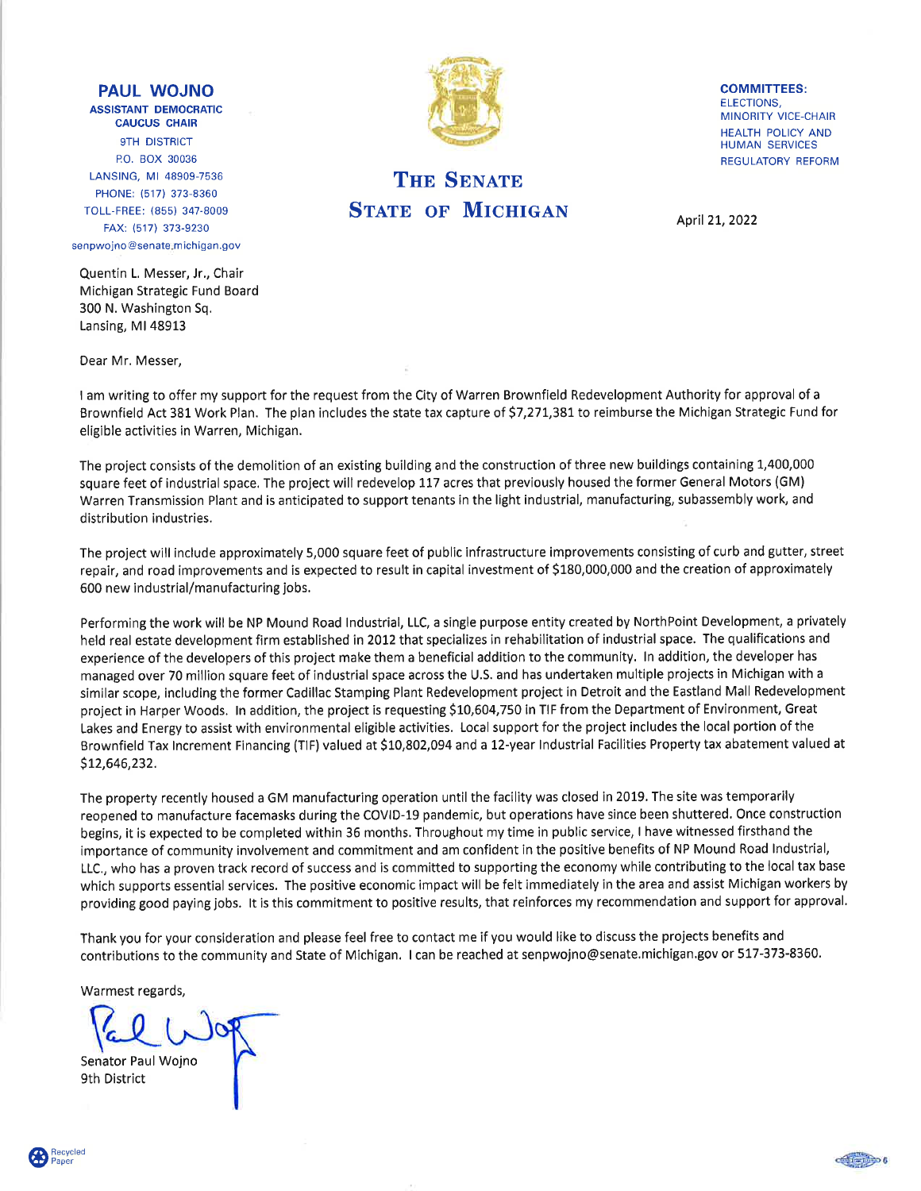**PAUL WOJNO**
**ASSISTANT DEMOCRATIC CAUCUS CHAIR**
9TH DISTRICT
P.O. BOX 30036
LANSING, MI 48909-7536
PHONE: (517) 373-8360
TOLL-FREE: (855) 347-8009
FAX: (517) 373-9230
senpwojno@senate.michigan.gov

# THE SENATE
# STATE OF MICHIGAN

**COMMITTEES:**
ELECTIONS, MINORITY VICE-CHAIR
HEALTH POLICY AND HUMAN SERVICES
REGULATORY REFORM

April 21, 2022

Quentin L. Messer, Jr., Chair
Michigan Strategic Fund Board
300 N. Washington Sq.
Lansing, MI 48913

Dear Mr. Messer,

I am writing to offer my support for the request from the City of Warren Brownfield Redevelopment Authority for approval of a Brownfield Act 381 Work Plan. The plan includes the state tax capture of $7,271,381 to reimburse the Michigan Strategic Fund for eligible activities in Warren, Michigan.

The project consists of the demolition of an existing building and the construction of three new buildings containing 1,400,000 square feet of industrial space. The project will redevelop 117 acres that previously housed the former General Motors (GM) Warren Transmission Plant and is anticipated to support tenants in the light industrial, manufacturing, subassembly work, and distribution industries.

The project will include approximately 5,000 square feet of public infrastructure improvements consisting of curb and gutter, street repair, and road improvements and is expected to result in capital investment of $180,000,000 and the creation of approximately 600 new industrial/manufacturing jobs.

Performing the work will be NP Mound Road Industrial, LLC, a single purpose entity created by NorthPoint Development, a privately held real estate development firm established in 2012 that specializes in rehabilitation of industrial space. The qualifications and experience of the developers of this project make them a beneficial addition to the community. In addition, the developer has managed over 70 million square feet of industrial space across the U.S. and has undertaken multiple projects in Michigan with a similar scope, including the former Cadillac Stamping Plant Redevelopment project in Detroit and the Eastland Mall Redevelopment project in Harper Woods. In addition, the project is requesting $10,604,750 in TIF from the Department of Environment, Great Lakes and Energy to assist with environmental eligible activities. Local support for the project includes the local portion of the Brownfield Tax Increment Financing (TIF) valued at $10,802,094 and a 12-year Industrial Facilities Property tax abatement valued at $12,646,232.

The property recently housed a GM manufacturing operation until the facility was closed in 2019. The site was temporarily reopened to manufacture facemasks during the COVID-19 pandemic, but operations have since been shuttered. Once construction begins, it is expected to be completed within 36 months. Throughout my time in public service, I have witnessed firsthand the importance of community involvement and commitment and am confident in the positive benefits of NP Mound Road Industrial, LLC., who has a proven track record of success and is committed to supporting the economy while contributing to the local tax base which supports essential services. The positive economic impact will be felt immediately in the area and assist Michigan workers by providing good paying jobs. It is this commitment to positive results, that reinforces my recommendation and support for approval.

Thank you for your consideration and please feel free to contact me if you would like to discuss the projects benefits and contributions to the community and State of Michigan. I can be reached at senpwojno@senate.michigan.gov or 517-373-8360.

Warmest regards,

Senator Paul Wojno
9th District

Recycled Paper